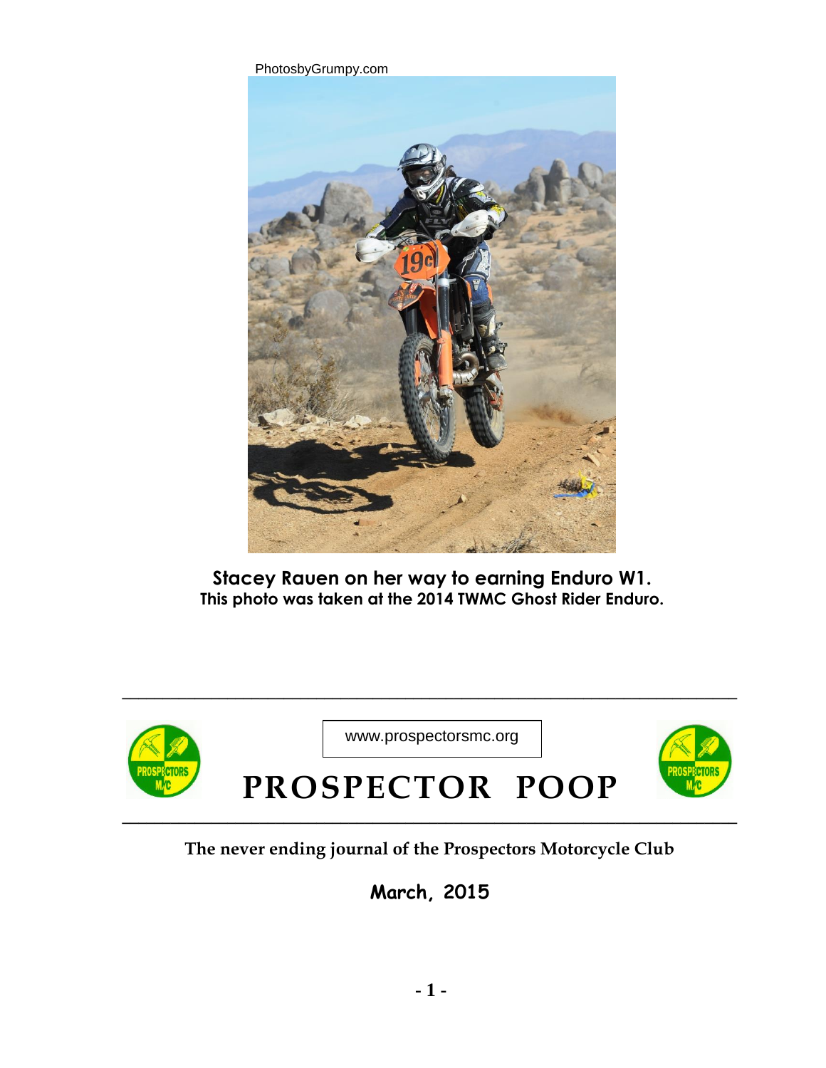PhotosbyGrumpy.com

**Stacey Rauen on her way to earning Enduro W1.**
**This photo was taken at the 2014 TWMC Ghost Rider Enduro.**

www.prospectorsmc.org

# PROSPECTOR POOP

**The never ending journal of the Prospectors Motorcycle Club**

**March, 2015**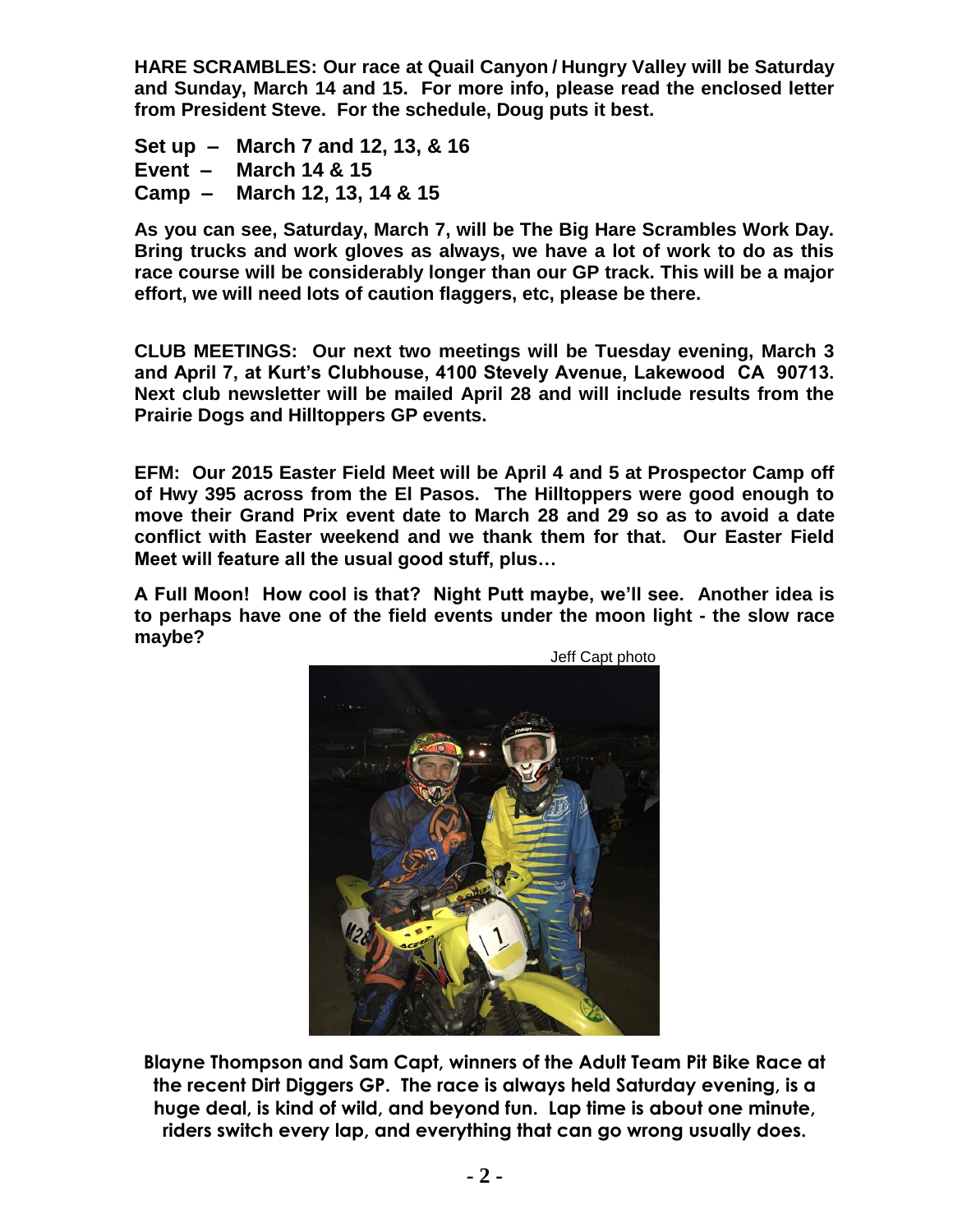**HARE SCRAMBLES: Our race at Quail Canyon / Hungry Valley will be Saturday and Sunday, March 14 and 15. For more info, please read the enclosed letter from President Steve. For the schedule, Doug puts it best.**

**Set up – March 7 and 12, 13, & 16**
**Event – March 14 & 15**
**Camp – March 12, 13, 14 & 15**

**As you can see, Saturday, March 7, will be The Big Hare Scrambles Work Day. Bring trucks and work gloves as always, we have a lot of work to do as this race course will be considerably longer than our GP track. This will be a major effort, we will need lots of caution flaggers, etc, please be there.**

**CLUB MEETINGS: Our next two meetings will be Tuesday evening, March 3 and April 7, at Kurt's Clubhouse, 4100 Stevely Avenue, Lakewood CA 90713. Next club newsletter will be mailed April 28 and will include results from the Prairie Dogs and Hilltoppers GP events.**

**EFM: Our 2015 Easter Field Meet will be April 4 and 5 at Prospector Camp off of Hwy 395 across from the El Pasos. The Hilltoppers were good enough to move their Grand Prix event date to March 28 and 29 so as to avoid a date conflict with Easter weekend and we thank them for that. Our Easter Field Meet will feature all the usual good stuff, plus…**

**A Full Moon! How cool is that? Night Putt maybe, we'll see. Another idea is to perhaps have one of the field events under the moon light - the slow race maybe?**

Jeff Capt photo

**Blayne Thompson and Sam Capt, winners of the Adult Team Pit Bike Race at the recent Dirt Diggers GP. The race is always held Saturday evening, is a huge deal, is kind of wild, and beyond fun. Lap time is about one minute, riders switch every lap, and everything that can go wrong usually does.**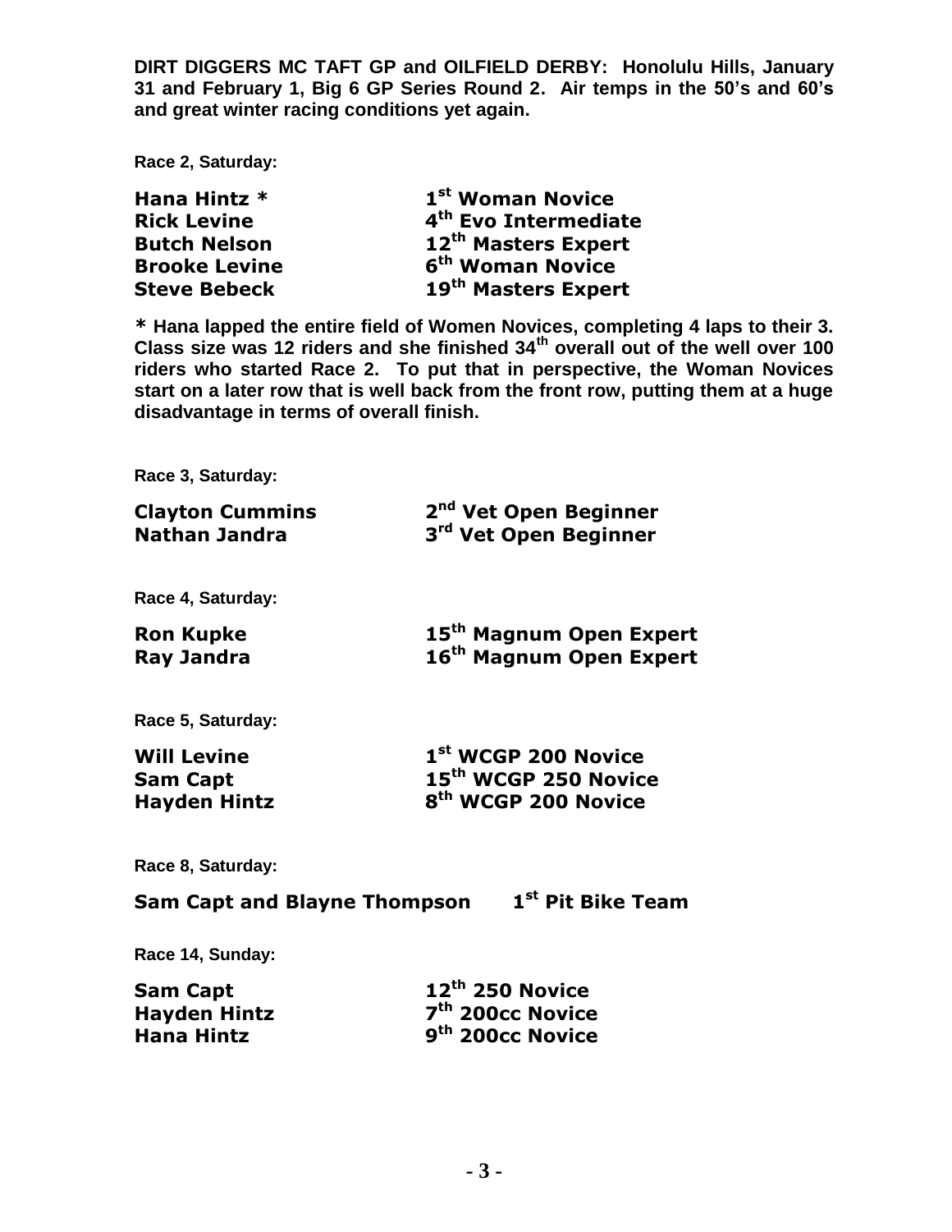**DIRT DIGGERS MC TAFT GP and OILFIELD DERBY: Honolulu Hills, January 31 and February 1, Big 6 GP Series Round 2. Air temps in the 50's and 60's and great winter racing conditions yet again.**

**Race 2, Saturday:**

| | |
|---|---|
| **Hana Hintz *** | **1st Woman Novice** |
| **Rick Levine** | **4th Evo Intermediate** |
| **Butch Nelson** | **12th Masters Expert** |
| **Brooke Levine** | **6th Woman Novice** |
| **Steve Bebeck** | **19th Masters Expert** |

**\* Hana lapped the entire field of Women Novices, completing 4 laps to their 3. Class size was 12 riders and she finished 34th overall out of the well over 100 riders who started Race 2. To put that in perspective, the Woman Novices start on a later row that is well back from the front row, putting them at a huge disadvantage in terms of overall finish.**

**Race 3, Saturday:**

| | |
|---|---|
| **Clayton Cummins** | **2nd Vet Open Beginner** |
| **Nathan Jandra** | **3rd Vet Open Beginner** |

**Race 4, Saturday:**

| | |
|---|---|
| **Ron Kupke** | **15th Magnum Open Expert** |
| **Ray Jandra** | **16th Magnum Open Expert** |

**Race 5, Saturday:**

| | |
|---|---|
| **Will Levine** | **1st WCGP 200 Novice** |
| **Sam Capt** | **15th WCGP 250 Novice** |
| **Hayden Hintz** | **8th WCGP 200 Novice** |

**Race 8, Saturday:**

**Sam Capt and Blayne Thompson 1st Pit Bike Team**

**Race 14, Sunday:**

| | |
|---|---|
| **Sam Capt** | **12th 250 Novice** |
| **Hayden Hintz** | **7th 200cc Novice** |
| **Hana Hintz** | **9th 200cc Novice** |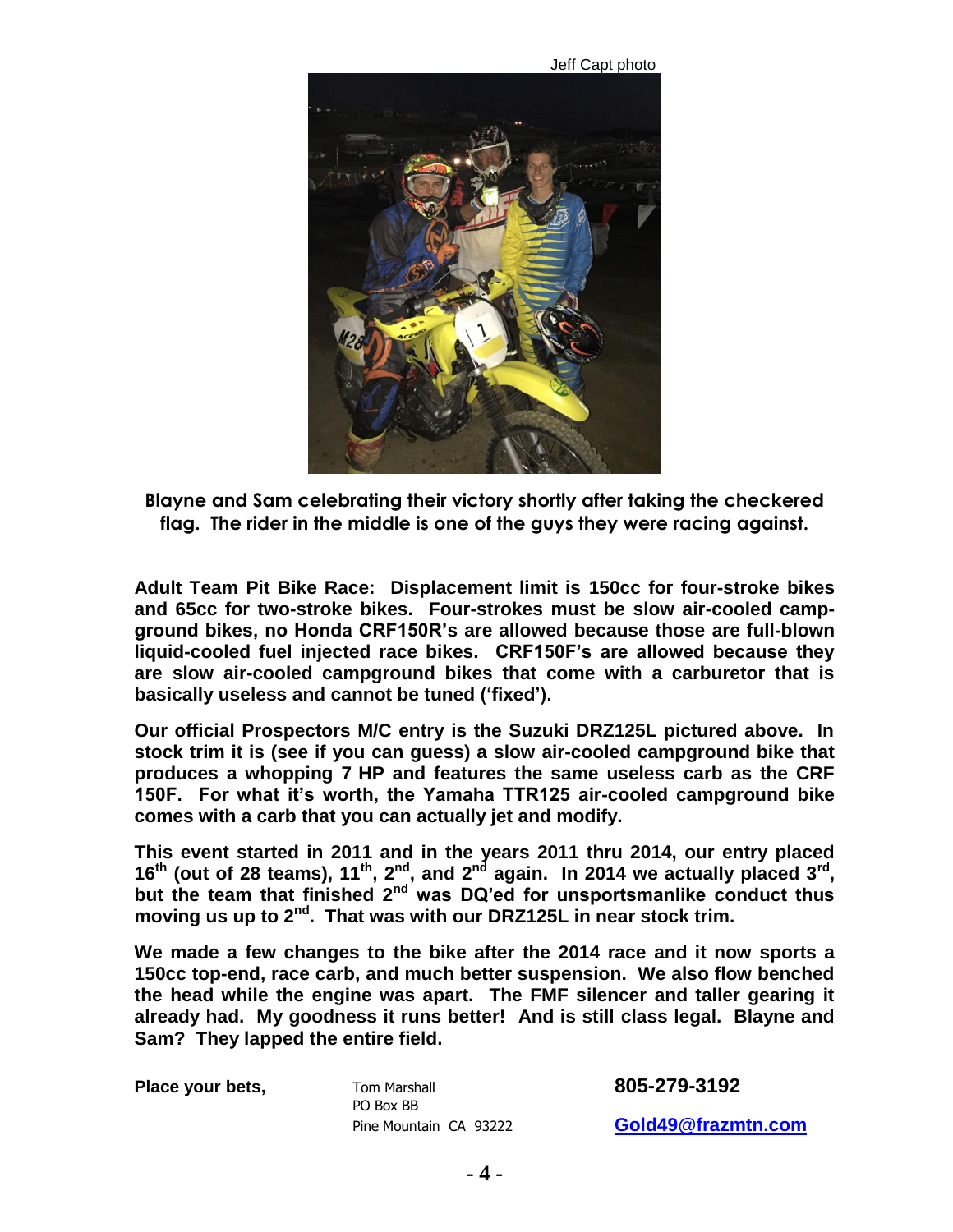Jeff Capt photo

**Blayne and Sam celebrating their victory shortly after taking the checkered flag. The rider in the middle is one of the guys they were racing against.**

**Adult Team Pit Bike Race: Displacement limit is 150cc for four-stroke bikes and 65cc for two-stroke bikes. Four-strokes must be slow air-cooled campground bikes, no Honda CRF150R's are allowed because those are full-blown liquid-cooled fuel injected race bikes. CRF150F's are allowed because they are slow air-cooled campground bikes that come with a carburetor that is basically useless and cannot be tuned ('fixed').**

**Our official Prospectors M/C entry is the Suzuki DRZ125L pictured above. In stock trim it is (see if you can guess) a slow air-cooled campground bike that produces a whopping 7 HP and features the same useless carb as the CRF 150F. For what it's worth, the Yamaha TTR125 air-cooled campground bike comes with a carb that you can actually jet and modify.**

**This event started in 2011 and in the years 2011 thru 2014, our entry placed 16th (out of 28 teams), 11th, 2nd, and 2nd again. In 2014 we actually placed 3rd, but the team that finished 2nd was DQ'ed for unsportsmanlike conduct thus moving us up to 2nd. That was with our DRZ125L in near stock trim.**

**We made a few changes to the bike after the 2014 race and it now sports a 150cc top-end, race carb, and much better suspension. We also flow benched the head while the engine was apart. The FMF silencer and taller gearing it already had. My goodness it runs better! And is still class legal. Blayne and Sam? They lapped the entire field.**

**Place your bets,**

Tom Marshall
PO Box BB
Pine Mountain CA 93222

**805-279-3192**

**Gold49@frazmtn.com**